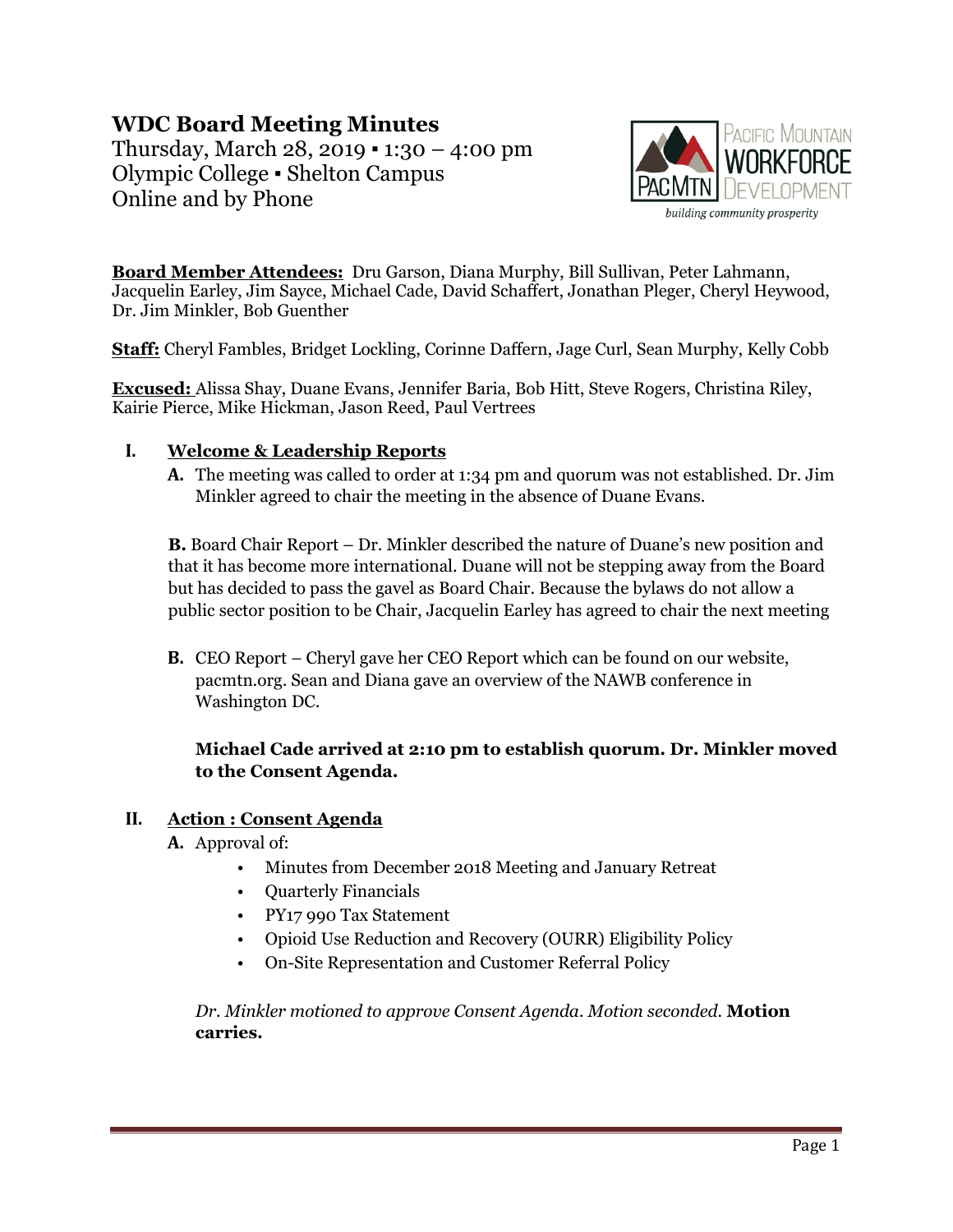# WDC Board Meeting Minutes

Thursday, March 28, 2019 ▪ 1:30 – 4:00 pm
Olympic College ▪ Shelton Campus
Online and by Phone

PACIFIC MOUNTAIN WORKFORCE DEVELOPMENT
PACMTN
building community prosperity

**Board Member Attendees:** Dru Garson, Diana Murphy, Bill Sullivan, Peter Lahmann, Jacquelin Earley, Jim Sayce, Michael Cade, David Schaffert, Jonathan Pleger, Cheryl Heywood, Dr. Jim Minkler, Bob Guenther

**Staff:** Cheryl Fambles, Bridget Lockling, Corinne Daffern, Jage Curl, Sean Murphy, Kelly Cobb

**Excused:** Alissa Shay, Duane Evans, Jennifer Baria, Bob Hitt, Steve Rogers, Christina Riley, Kairie Pierce, Mike Hickman, Jason Reed, Paul Vertrees

## I. Welcome & Leadership Reports

**A.** The meeting was called to order at 1:34 pm and quorum was not established. Dr. Jim Minkler agreed to chair the meeting in the absence of Duane Evans.

**B.** Board Chair Report – Dr. Minkler described the nature of Duane's new position and that it has become more international. Duane will not be stepping away from the Board but has decided to pass the gavel as Board Chair. Because the bylaws do not allow a public sector position to be Chair, Jacquelin Earley has agreed to chair the next meeting

**B.** CEO Report – Cheryl gave her CEO Report which can be found on our website, pacmtn.org. Sean and Diana gave an overview of the NAWB conference in Washington DC.

**Michael Cade arrived at 2:10 pm to establish quorum. Dr. Minkler moved to the Consent Agenda.**

## II. Action : Consent Agenda

**A.** Approval of:

- Minutes from December 2018 Meeting and January Retreat
- Quarterly Financials
- PY17 990 Tax Statement
- Opioid Use Reduction and Recovery (OURR) Eligibility Policy
- On-Site Representation and Customer Referral Policy

*Dr. Minkler motioned to approve Consent Agenda. Motion seconded.* **Motion carries.**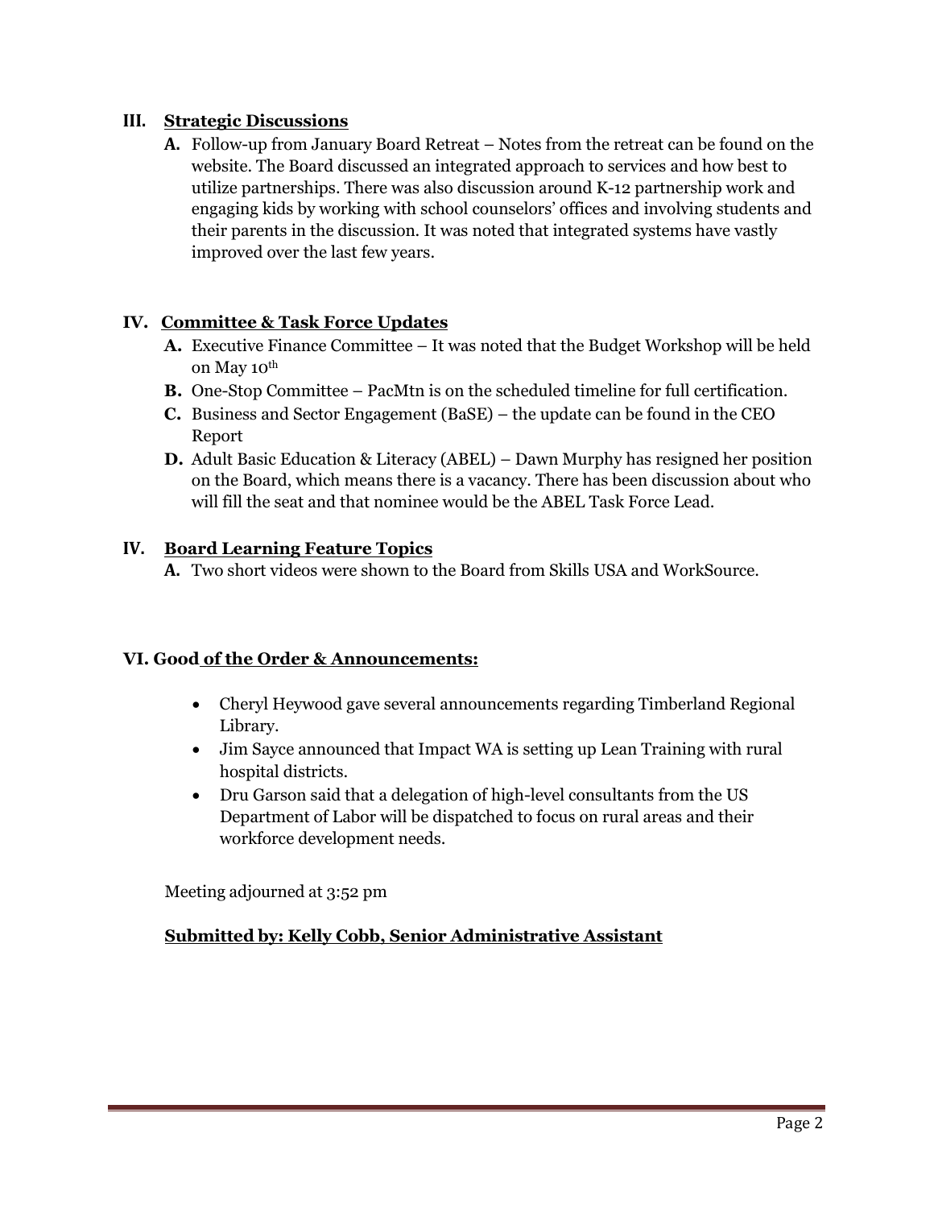## III. Strategic Discussions

**A.** Follow-up from January Board Retreat – Notes from the retreat can be found on the website. The Board discussed an integrated approach to services and how best to utilize partnerships. There was also discussion around K-12 partnership work and engaging kids by working with school counselors' offices and involving students and their parents in the discussion. It was noted that integrated systems have vastly improved over the last few years.

## IV. Committee & Task Force Updates

**A.** Executive Finance Committee – It was noted that the Budget Workshop will be held on May 10th

**B.** One-Stop Committee – PacMtn is on the scheduled timeline for full certification.

**C.** Business and Sector Engagement (BaSE) – the update can be found in the CEO Report

**D.** Adult Basic Education & Literacy (ABEL) – Dawn Murphy has resigned her position on the Board, which means there is a vacancy. There has been discussion about who will fill the seat and that nominee would be the ABEL Task Force Lead.

## IV. Board Learning Feature Topics

**A.** Two short videos were shown to the Board from Skills USA and WorkSource.

## VI. Good of the Order & Announcements:

- Cheryl Heywood gave several announcements regarding Timberland Regional Library.
- Jim Sayce announced that Impact WA is setting up Lean Training with rural hospital districts.
- Dru Garson said that a delegation of high-level consultants from the US Department of Labor will be dispatched to focus on rural areas and their workforce development needs.

Meeting adjourned at 3:52 pm

**Submitted by: Kelly Cobb, Senior Administrative Assistant**